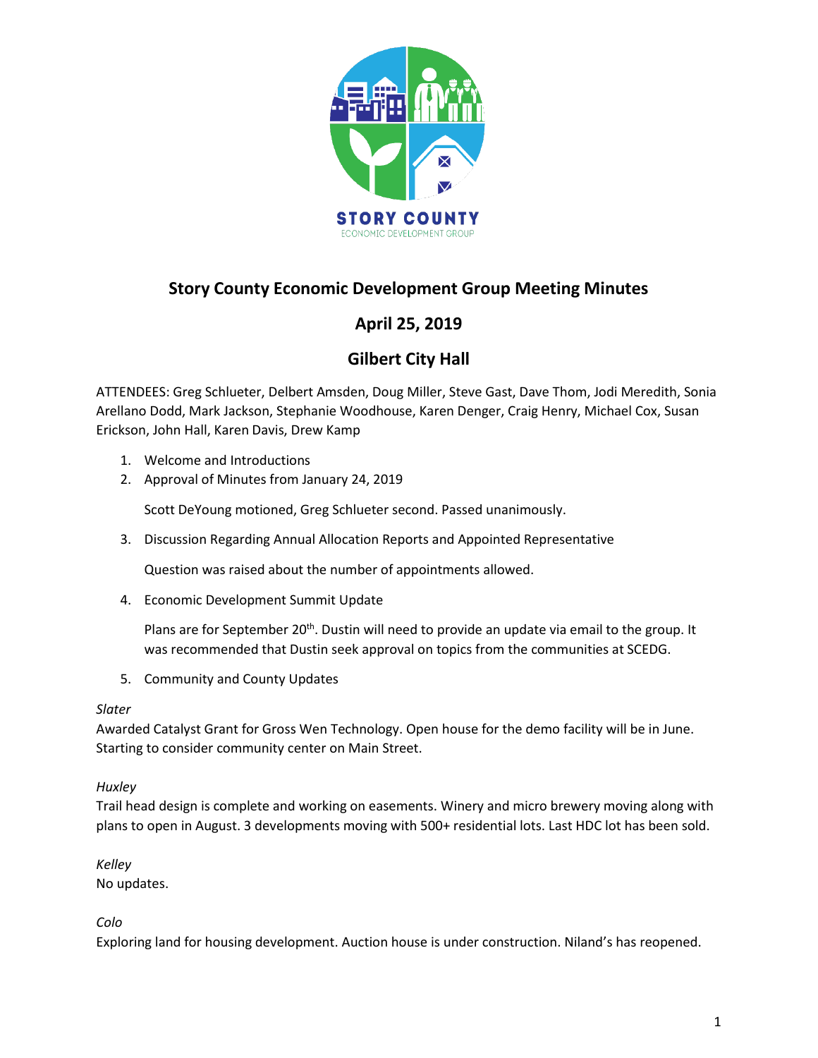# Story County Economic Development Group Meeting Minutes

## April 25, 2019

## Gilbert City Hall

ATTENDEES: Greg Schlueter, Delbert Amsden, Doug Miller, Steve Gast, Dave Thom, Jodi Meredith, Sonia Arellano Dodd, Mark Jackson, Stephanie Woodhouse, Karen Denger, Craig Henry, Michael Cox, Susan Erickson, John Hall, Karen Davis, Drew Kamp

1. Welcome and Introductions
2. Approval of Minutes from January 24, 2019

   Scott DeYoung motioned, Greg Schlueter second. Passed unanimously.

3. Discussion Regarding Annual Allocation Reports and Appointed Representative

   Question was raised about the number of appointments allowed.

4. Economic Development Summit Update

   Plans are for September 20th. Dustin will need to provide an update via email to the group. It was recommended that Dustin seek approval on topics from the communities at SCEDG.

5. Community and County Updates

*Slater*
Awarded Catalyst Grant for Gross Wen Technology. Open house for the demo facility will be in June. Starting to consider community center on Main Street.

*Huxley*
Trail head design is complete and working on easements. Winery and micro brewery moving along with plans to open in August. 3 developments moving with 500+ residential lots. Last HDC lot has been sold.

*Kelley*
No updates.

*Colo*
Exploring land for housing development. Auction house is under construction. Niland's has reopened.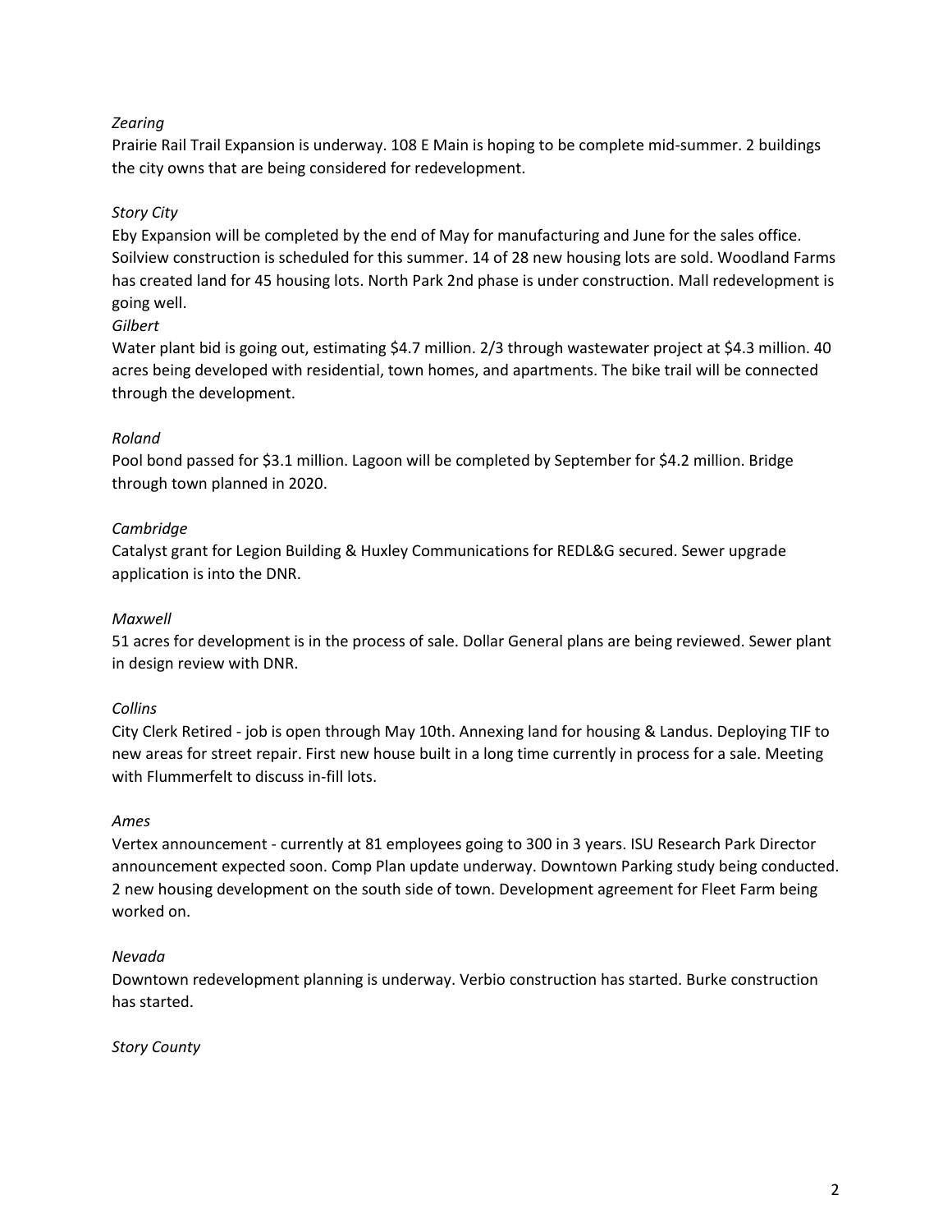*Zearing*

Prairie Rail Trail Expansion is underway. 108 E Main is hoping to be complete mid-summer. 2 buildings the city owns that are being considered for redevelopment.

*Story City*

Eby Expansion will be completed by the end of May for manufacturing and June for the sales office. Soilview construction is scheduled for this summer. 14 of 28 new housing lots are sold. Woodland Farms has created land for 45 housing lots. North Park 2nd phase is under construction. Mall redevelopment is going well.

*Gilbert*

Water plant bid is going out, estimating $4.7 million. 2/3 through wastewater project at $4.3 million. 40 acres being developed with residential, town homes, and apartments. The bike trail will be connected through the development.

*Roland*

Pool bond passed for $3.1 million. Lagoon will be completed by September for $4.2 million. Bridge through town planned in 2020.

*Cambridge*

Catalyst grant for Legion Building & Huxley Communications for REDL&G secured. Sewer upgrade application is into the DNR.

*Maxwell*

51 acres for development is in the process of sale. Dollar General plans are being reviewed. Sewer plant in design review with DNR.

*Collins*

City Clerk Retired - job is open through May 10th. Annexing land for housing & Landus. Deploying TIF to new areas for street repair. First new house built in a long time currently in process for a sale. Meeting with Flummerfelt to discuss in-fill lots.

*Ames*

Vertex announcement - currently at 81 employees going to 300 in 3 years. ISU Research Park Director announcement expected soon. Comp Plan update underway. Downtown Parking study being conducted. 2 new housing development on the south side of town. Development agreement for Fleet Farm being worked on.

*Nevada*

Downtown redevelopment planning is underway. Verbio construction has started. Burke construction has started.

*Story County*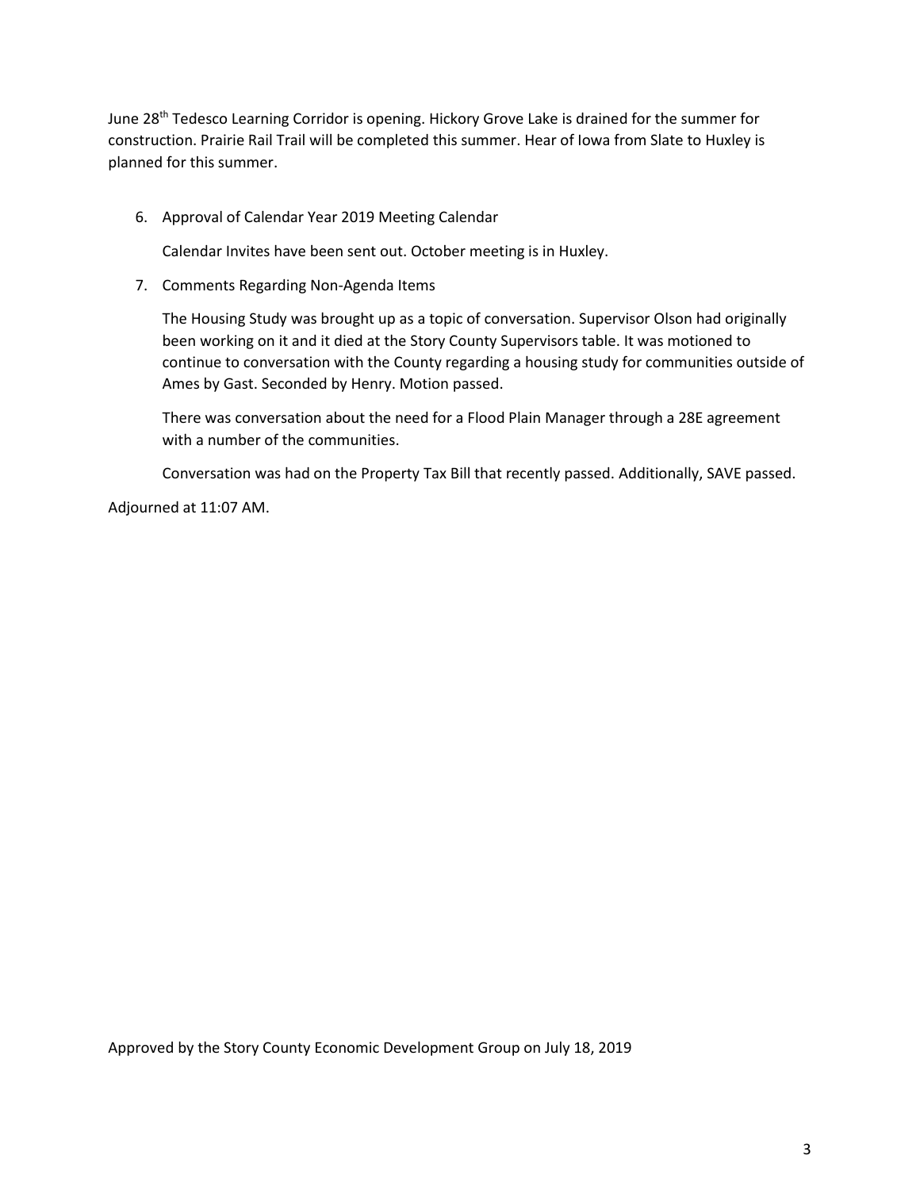June 28th Tedesco Learning Corridor is opening. Hickory Grove Lake is drained for the summer for construction. Prairie Rail Trail will be completed this summer. Hear of Iowa from Slate to Huxley is planned for this summer.

6. Approval of Calendar Year 2019 Meeting Calendar

   Calendar Invites have been sent out. October meeting is in Huxley.

7. Comments Regarding Non-Agenda Items

   The Housing Study was brought up as a topic of conversation. Supervisor Olson had originally been working on it and it died at the Story County Supervisors table. It was motioned to continue to conversation with the County regarding a housing study for communities outside of Ames by Gast. Seconded by Henry. Motion passed.

   There was conversation about the need for a Flood Plain Manager through a 28E agreement with a number of the communities.

   Conversation was had on the Property Tax Bill that recently passed. Additionally, SAVE passed.

Adjourned at 11:07 AM.

Approved by the Story County Economic Development Group on July 18, 2019